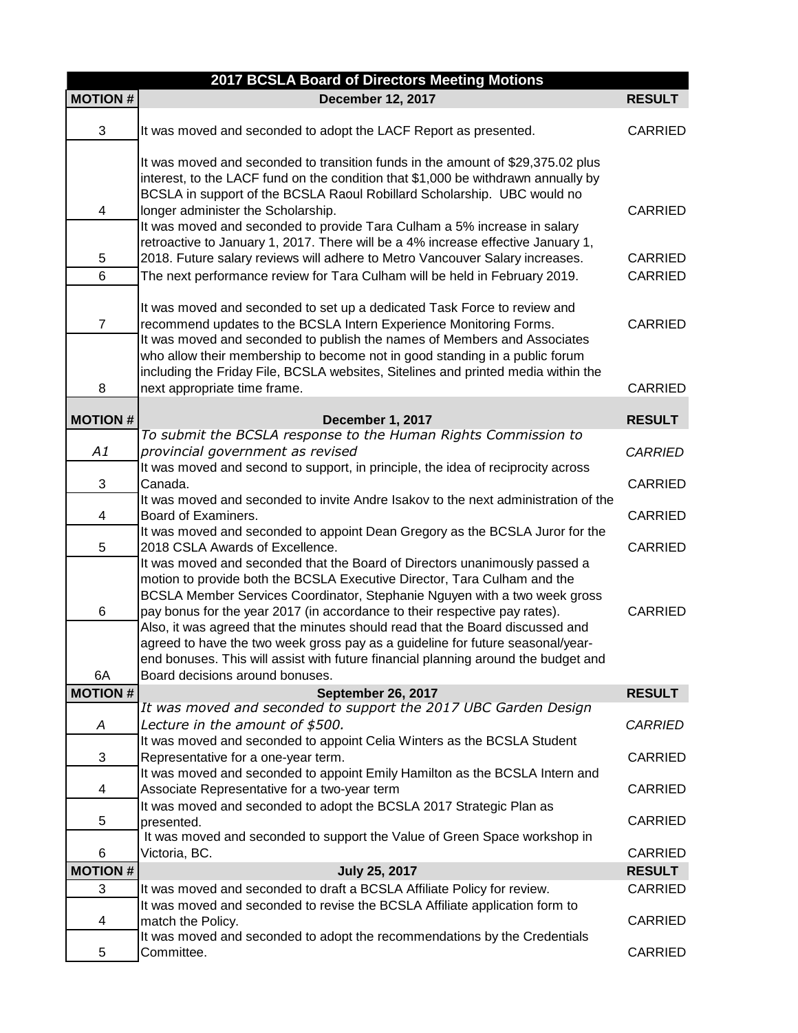| 2017 BCSLA Board of Directors Meeting Motions | | |
|---|---|---|
| **MOTION #** | **December 12, 2017** | **RESULT** |
| 3 | It was moved and seconded to adopt the LACF Report as presented. | CARRIED |
| 4 | It was moved and seconded to transition funds in the amount of $29,375.02 plus interest, to the LACF fund on the condition that $1,000 be withdrawn annually by BCSLA in support of the BCSLA Raoul Robillard Scholarship. UBC would no longer administer the Scholarship. | CARRIED |
| 5 | It was moved and seconded to provide Tara Culham a 5% increase in salary retroactive to January 1, 2017. There will be a 4% increase effective January 1, 2018. Future salary reviews will adhere to Metro Vancouver Salary increases. | CARRIED |
| 6 | The next performance review for Tara Culham will be held in February 2019. | CARRIED |
| 7 | It was moved and seconded to set up a dedicated Task Force to review and recommend updates to the BCSLA Intern Experience Monitoring Forms. | CARRIED |
| 8 | It was moved and seconded to publish the names of Members and Associates who allow their membership to become not in good standing in a public forum including the Friday File, BCSLA websites, Sitelines and printed media within the next appropriate time frame. | CARRIED |
| **MOTION #** | **December 1, 2017** | **RESULT** |
| *A1* | *To submit the BCSLA response to the Human Rights Commission to provincial government as revised* | *CARRIED* |
| 3 | It was moved and second to support, in principle, the idea of reciprocity across Canada. | CARRIED |
| 4 | It was moved and seconded to invite Andre Isakov to the next administration of the Board of Examiners. | CARRIED |
| 5 | It was moved and seconded to appoint Dean Gregory as the BCSLA Juror for the 2018 CSLA Awards of Excellence. | CARRIED |
| 6 | It was moved and seconded that the Board of Directors unanimously passed a motion to provide both the BCSLA Executive Director, Tara Culham and the BCSLA Member Services Coordinator, Stephanie Nguyen with a two week gross pay bonus for the year 2017 (in accordance to their respective pay rates). | CARRIED |
| 6A | Also, it was agreed that the minutes should read that the Board discussed and agreed to have the two week gross pay as a guideline for future seasonal/year-end bonuses. This will assist with future financial planning around the budget and Board decisions around bonuses. | |
| **MOTION #** | **September 26, 2017** | **RESULT** |
| *A* | *It was moved and seconded to support the 2017 UBC Garden Design Lecture in the amount of $500.* | *CARRIED* |
| 3 | It was moved and seconded to appoint Celia Winters as the BCSLA Student Representative for a one-year term. | CARRIED |
| 4 | It was moved and seconded to appoint Emily Hamilton as the BCSLA Intern and Associate Representative for a two-year term | CARRIED |
| 5 | It was moved and seconded to adopt the BCSLA 2017 Strategic Plan as presented. | CARRIED |
| 6 | It was moved and seconded to support the Value of Green Space workshop in Victoria, BC. | CARRIED |
| **MOTION #** | **July 25, 2017** | **RESULT** |
| 3 | It was moved and seconded to draft a BCSLA Affiliate Policy for review. | CARRIED |
| 4 | It was moved and seconded to revise the BCSLA Affiliate application form to match the Policy. | CARRIED |
| 5 | It was moved and seconded to adopt the recommendations by the Credentials Committee. | CARRIED |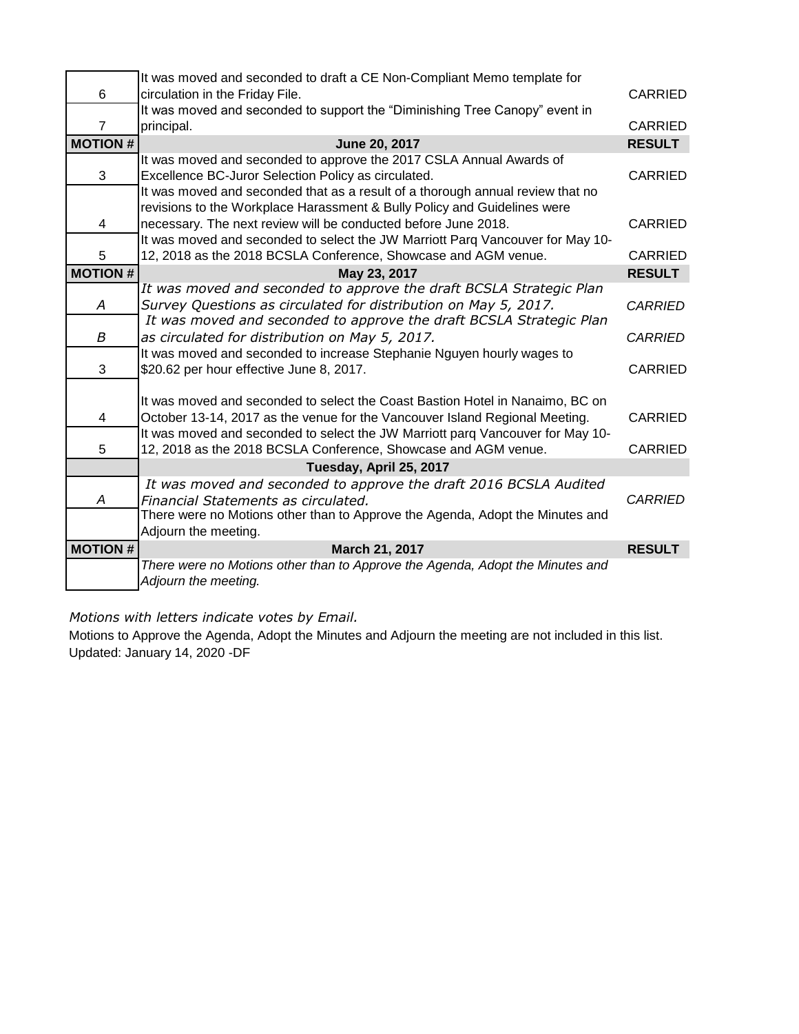| | | |
|---|---|---|
| 6 | It was moved and seconded to draft a CE Non-Compliant Memo template for circulation in the Friday File. | CARRIED |
| 7 | It was moved and seconded to support the "Diminishing Tree Canopy" event in principal. | CARRIED |
| **MOTION #** | **June 20, 2017** | **RESULT** |
| 3 | It was moved and seconded to approve the 2017 CSLA Annual Awards of Excellence BC-Juror Selection Policy as circulated. | CARRIED |
| 4 | It was moved and seconded that as a result of a thorough annual review that no revisions to the Workplace Harassment & Bully Policy and Guidelines were necessary. The next review will be conducted before June 2018. | CARRIED |
| 5 | It was moved and seconded to select the JW Marriott Parq Vancouver for May 10-12, 2018 as the 2018 BCSLA Conference, Showcase and AGM venue. | CARRIED |
| **MOTION #** | **May 23, 2017** | **RESULT** |
| *A* | *It was moved and seconded to approve the draft BCSLA Strategic Plan Survey Questions as circulated for distribution on May 5, 2017.* | *CARRIED* |
| *B* | *It was moved and seconded to approve the draft BCSLA Strategic Plan as circulated for distribution on May 5, 2017.* | *CARRIED* |
| 3 | It was moved and seconded to increase Stephanie Nguyen hourly wages to $20.62 per hour effective June 8, 2017. | CARRIED |
| 4 | It was moved and seconded to select the Coast Bastion Hotel in Nanaimo, BC on October 13-14, 2017 as the venue for the Vancouver Island Regional Meeting. | CARRIED |
| 5 | It was moved and seconded to select the JW Marriott parq Vancouver for May 10-12, 2018 as the 2018 BCSLA Conference, Showcase and AGM venue. | CARRIED |
| | **Tuesday, April 25, 2017** | |
| *A* | *It was moved and seconded to approve the draft 2016 BCSLA Audited Financial Statements as circulated.* | *CARRIED* |
| | There were no Motions other than to Approve the Agenda, Adopt the Minutes and Adjourn the meeting. | |
| **MOTION #** | **March 21, 2017** | **RESULT** |
| | *There were no Motions other than to Approve the Agenda, Adopt the Minutes and Adjourn the meeting.* | |

*Motions with letters indicate votes by Email.*

Motions to Approve the Agenda, Adopt the Minutes and Adjourn the meeting are not included in this list.

Updated: January 14, 2020 -DF